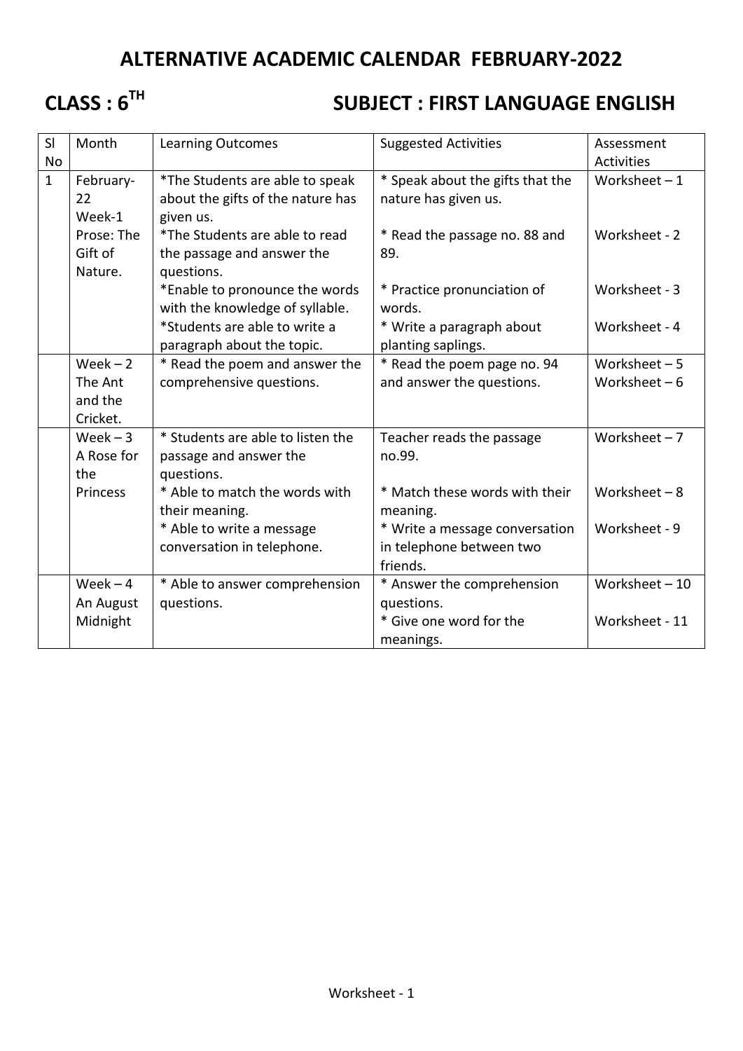# ALTERNATIVE ACADEMIC CALENDAR FEBRUARY-2022

## CLASS : 6$^{TH}$ SUBJECT : FIRST LANGUAGE ENGLISH

| Sl No | Month | Learning Outcomes | Suggested Activities | Assessment Activities |
|---|---|---|---|---|
| 1 | February-22 Week-1 Prose: The Gift of Nature. | *The Students are able to speak about the gifts of the nature has given us.<br>*The Students are able to read the passage and answer the questions.<br>*Enable to pronounce the words with the knowledge of syllable.<br>*Students are able to write a paragraph about the topic. | * Speak about the gifts that the nature has given us.<br>* Read the passage no. 88 and 89.<br>* Practice pronunciation of words.<br>* Write a paragraph about planting saplings. | Worksheet – 1<br>Worksheet - 2<br>Worksheet - 3<br>Worksheet - 4 |
| | Week – 2 The Ant and the Cricket. | * Read the poem and answer the comprehensive questions. | * Read the poem page no. 94 and answer the questions. | Worksheet – 5<br>Worksheet – 6 |
| | Week – 3 A Rose for the Princess | * Students are able to listen the passage and answer the questions.<br>* Able to match the words with their meaning.<br>* Able to write a message conversation in telephone. | Teacher reads the passage no.99.<br>* Match these words with their meaning.<br>* Write a message conversation in telephone between two friends. | Worksheet – 7<br>Worksheet – 8<br>Worksheet - 9 |
| | Week – 4 An August Midnight | * Able to answer comprehension questions. | * Answer the comprehension questions.<br>* Give one word for the meanings. | Worksheet – 10<br>Worksheet - 11 |

Worksheet - 1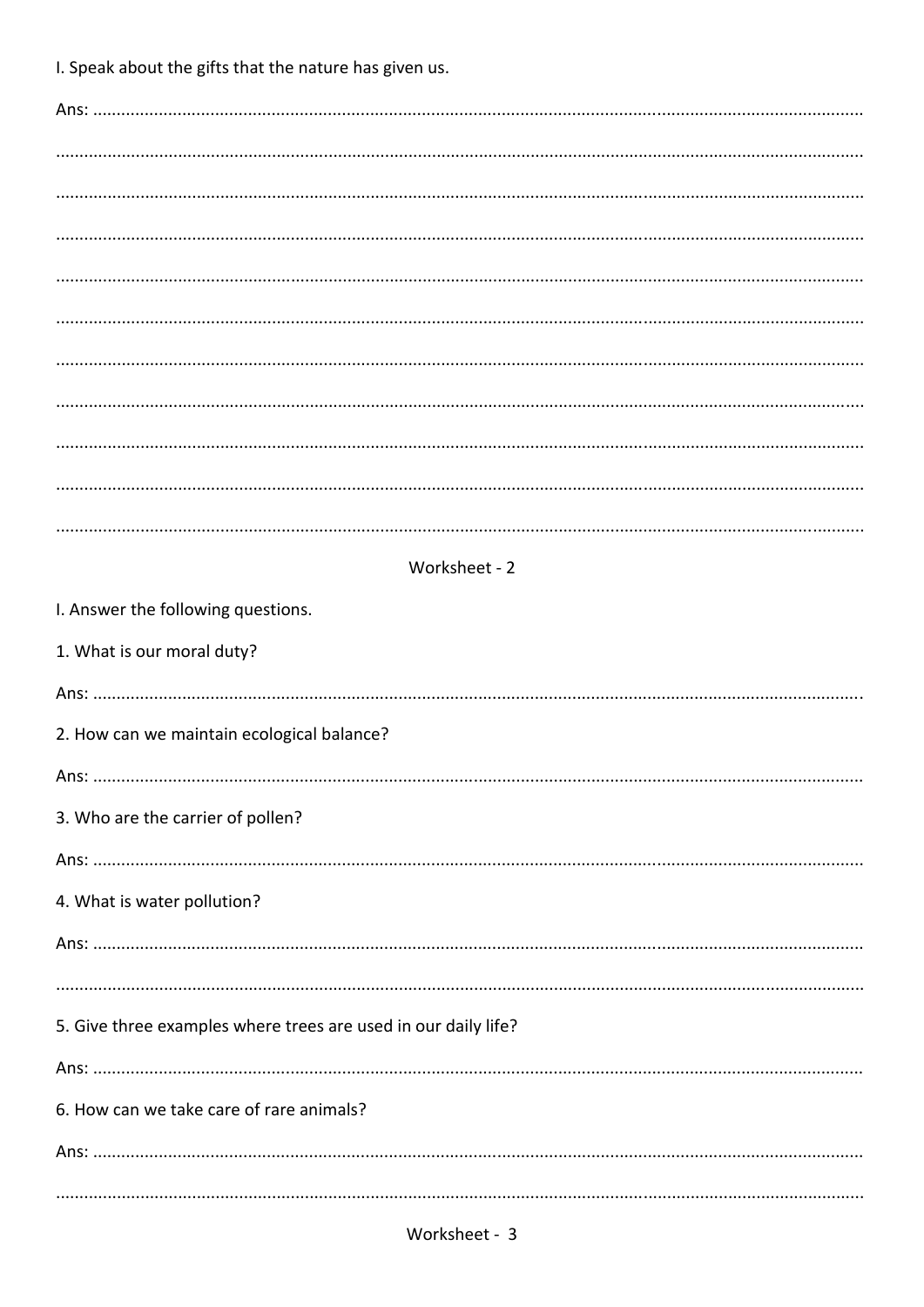I. Speak about the gifts that the nature has given us.

Ans: ..........................................................................................................................................................

..........................................................................................................................................................

..........................................................................................................................................................

..........................................................................................................................................................

..........................................................................................................................................................

..........................................................................................................................................................

..........................................................................................................................................................

..........................................................................................................................................................

..........................................................................................................................................................

..........................................................................................................................................................

..........................................................................................................................................................

## Worksheet - 2

I. Answer the following questions.

1. What is our moral duty?

Ans: ..........................................................................................................................................................

2. How can we maintain ecological balance?

Ans: ..........................................................................................................................................................

3. Who are the carrier of pollen?

Ans: ..........................................................................................................................................................

4. What is water pollution?

Ans: ..........................................................................................................................................................

..........................................................................................................................................................

5. Give three examples where trees are used in our daily life?

Ans: ..........................................................................................................................................................

6. How can we take care of rare animals?

Ans: ..........................................................................................................................................................

..........................................................................................................................................................

## Worksheet - 3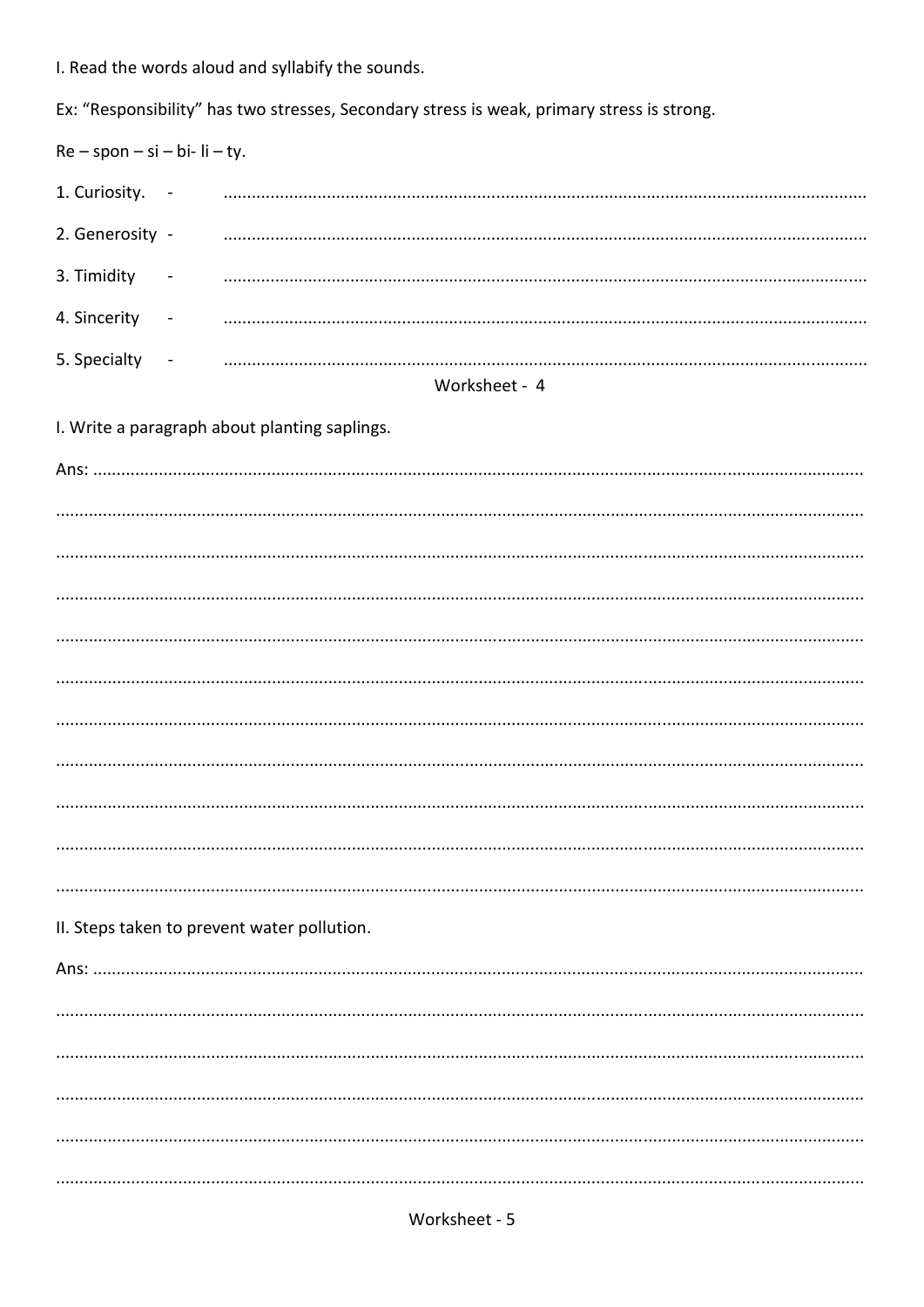I. Read the words aloud and syllabify the sounds.

Ex: "Responsibility" has two stresses, Secondary stress is weak, primary stress is strong.

Re – spon – si – bi- li – ty.

1. Curiosity. - ..........................................................................................

2. Generosity - ..........................................................................................

3. Timidity - ..........................................................................................

4. Sincerity - ..........................................................................................

5. Specialty - ..........................................................................................

## Worksheet - 4

I. Write a paragraph about planting saplings.

Ans: ..........................................................................................

..........................................................................................

..........................................................................................

..........................................................................................

..........................................................................................

..........................................................................................

..........................................................................................

..........................................................................................

..........................................................................................

..........................................................................................

..........................................................................................

II. Steps taken to prevent water pollution.

Ans: ..........................................................................................

..........................................................................................

..........................................................................................

..........................................................................................

..........................................................................................

..........................................................................................

## Worksheet - 5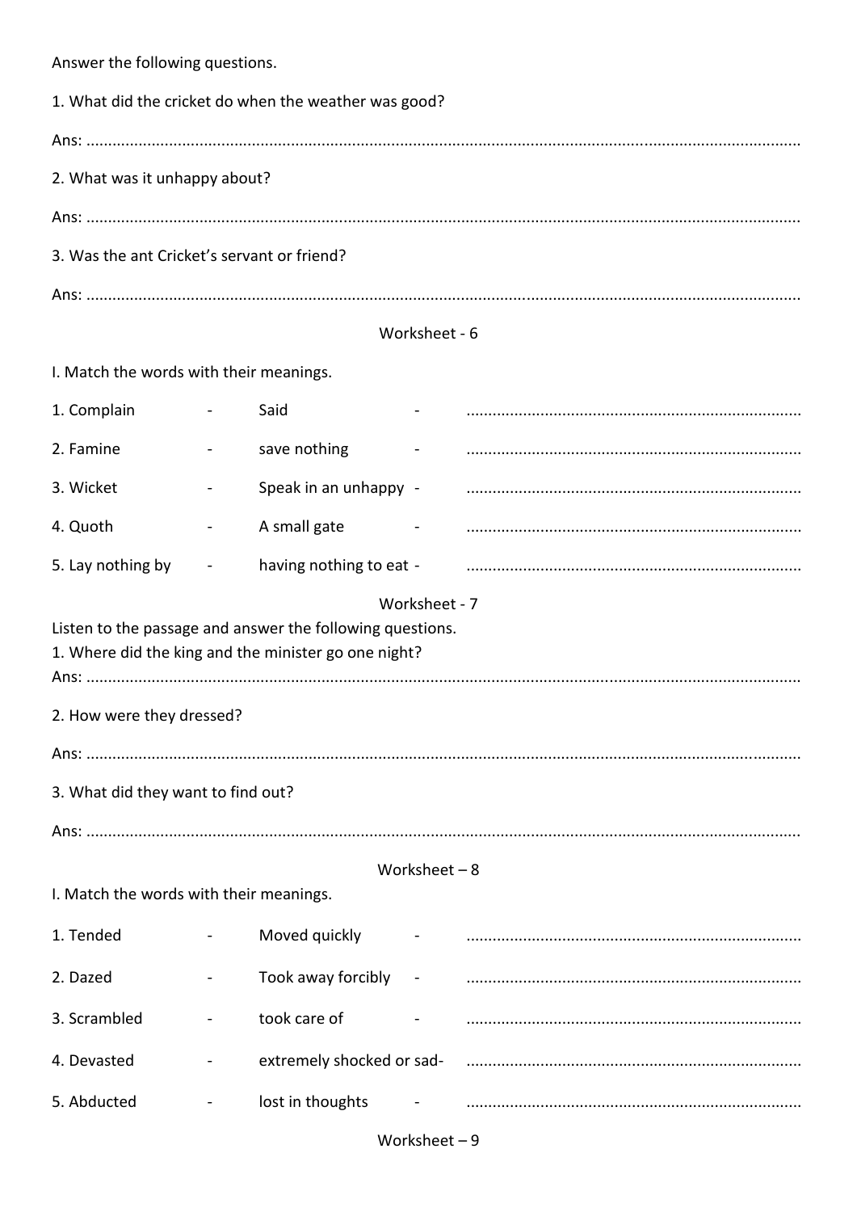Answer the following questions.

1. What did the cricket do when the weather was good?

Ans: ..........................................................................................................................................................

2. What was it unhappy about?

Ans: ..........................................................................................................................................................

3. Was the ant Cricket's servant or friend?

Ans: ..........................................................................................................................................................

## Worksheet - 6

I. Match the words with their meanings.

| | | | | |
|---|---|---|---|---|
| 1. Complain | - | Said | - | ............................................................................ |
| 2. Famine | - | save nothing | - | ............................................................................ |
| 3. Wicket | - | Speak in an unhappy | - | ............................................................................ |
| 4. Quoth | - | A small gate | - | ............................................................................ |
| 5. Lay nothing by | - | having nothing to eat | - | ............................................................................ |

## Worksheet - 7

Listen to the passage and answer the following questions.

1. Where did the king and the minister go one night?

Ans: ..........................................................................................................................................................

2. How were they dressed?

Ans: ..........................................................................................................................................................

3. What did they want to find out?

Ans: ..........................................................................................................................................................

## Worksheet – 8

I. Match the words with their meanings.

| | | | | |
|---|---|---|---|---|
| 1. Tended | - | Moved quickly | - | ............................................................................ |
| 2. Dazed | - | Took away forcibly | - | ............................................................................ |
| 3. Scrambled | - | took care of | - | ............................................................................ |
| 4. Devasted | - | extremely shocked or sad | - | ............................................................................ |
| 5. Abducted | - | lost in thoughts | - | ............................................................................ |

## Worksheet – 9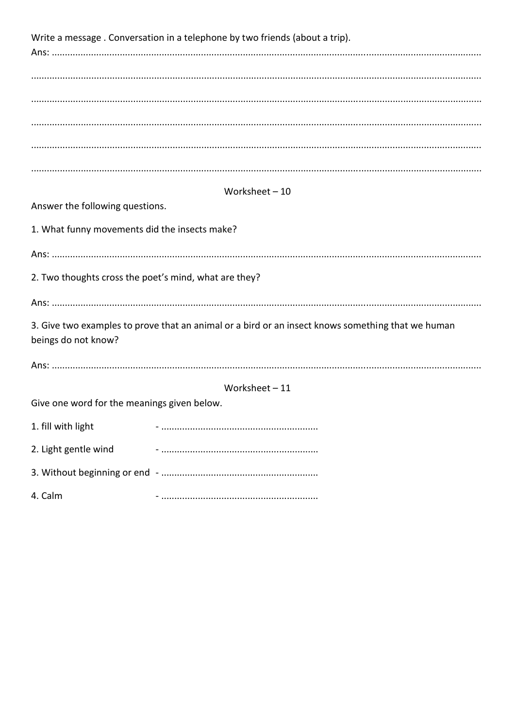Write a message . Conversation in a telephone by two friends (about a trip).

Ans: ..........................................................................................................................................................

..........................................................................................................................................................

..........................................................................................................................................................

..........................................................................................................................................................

..........................................................................................................................................................

..........................................................................................................................................................

## Worksheet – 10

Answer the following questions.

1. What funny movements did the insects make?

Ans: ..........................................................................................................................................................

2. Two thoughts cross the poet's mind, what are they?

Ans: ..........................................................................................................................................................

3. Give two examples to prove that an animal or a bird or an insect knows something that we human beings do not know?

Ans: ..........................................................................................................................................................

## Worksheet – 11

Give one word for the meanings given below.

1. fill with light - ...........................................................

2. Light gentle wind - ...........................................................

3. Without beginning or end - ...........................................................

4. Calm - ...........................................................